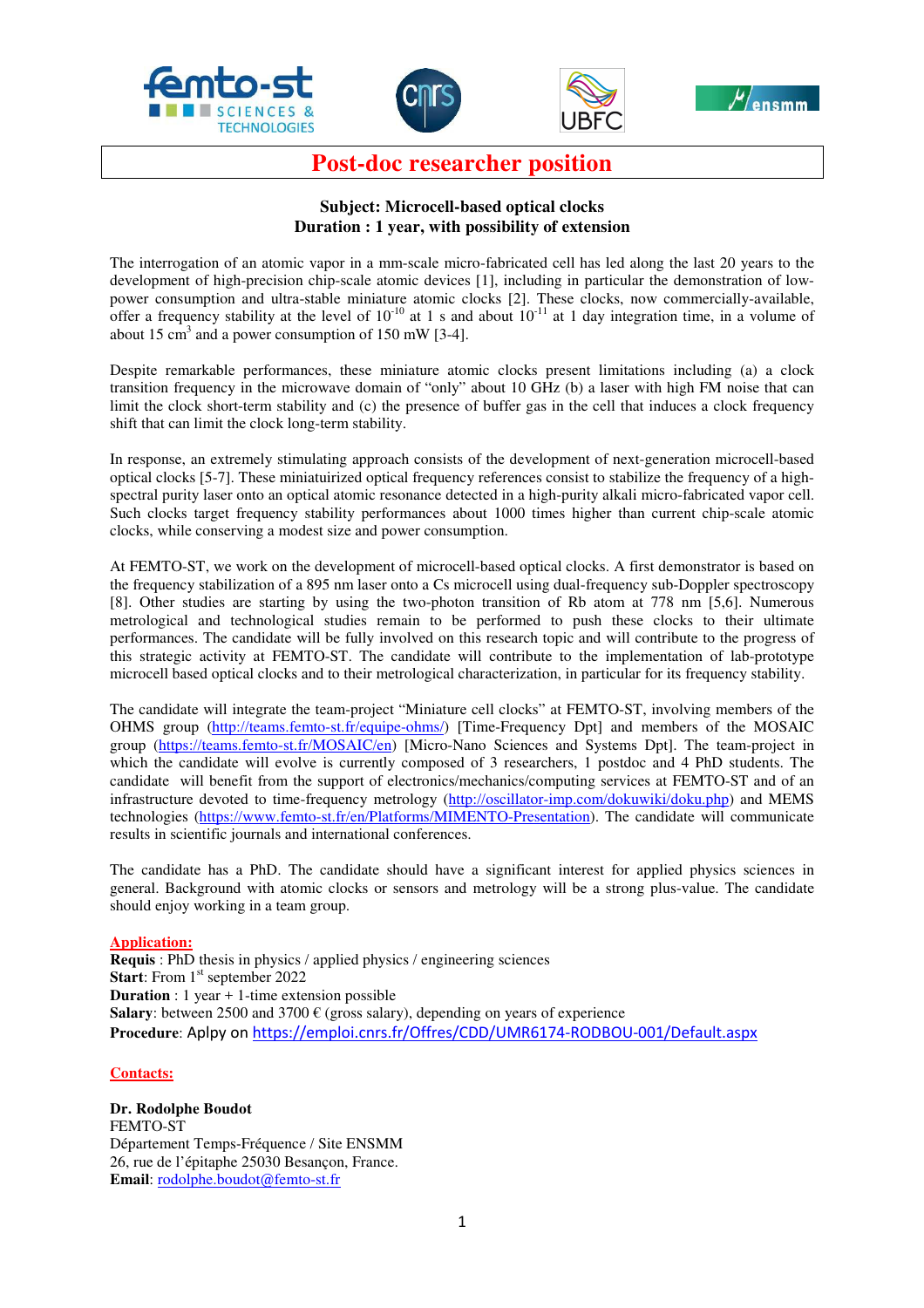# Post-doc researcher position

**Subject: Microcell-based optical clocks**
**Duration : 1 year, with possibility of extension**

The interrogation of an atomic vapor in a mm-scale micro-fabricated cell has led along the last 20 years to the development of high-precision chip-scale atomic devices [1], including in particular the demonstration of low-power consumption and ultra-stable miniature atomic clocks [2]. These clocks, now commercially-available, offer a frequency stability at the level of $10^{-10}$ at 1 s and about $10^{-11}$ at 1 day integration time, in a volume of about 15 $cm^3$ and a power consumption of 150 mW [3-4].

Despite remarkable performances, these miniature atomic clocks present limitations including (a) a clock transition frequency in the microwave domain of "only" about 10 GHz (b) a laser with high FM noise that can limit the clock short-term stability and (c) the presence of buffer gas in the cell that induces a clock frequency shift that can limit the clock long-term stability.

In response, an extremely stimulating approach consists of the development of next-generation microcell-based optical clocks [5-7]. These miniatuirized optical frequency references consist to stabilize the frequency of a high-spectral purity laser onto an optical atomic resonance detected in a high-purity alkali micro-fabricated vapor cell. Such clocks target frequency stability performances about 1000 times higher than current chip-scale atomic clocks, while conserving a modest size and power consumption.

At FEMTO-ST, we work on the development of microcell-based optical clocks. A first demonstrator is based on the frequency stabilization of a 895 nm laser onto a Cs microcell using dual-frequency sub-Doppler spectroscopy [8]. Other studies are starting by using the two-photon transition of Rb atom at 778 nm [5,6]. Numerous metrological and technological studies remain to be performed to push these clocks to their ultimate performances. The candidate will be fully involved on this research topic and will contribute to the progress of this strategic activity at FEMTO-ST. The candidate will contribute to the implementation of lab-prototype microcell based optical clocks and to their metrological characterization, in particular for its frequency stability.

The candidate will integrate the team-project "Miniature cell clocks" at FEMTO-ST, involving members of the OHMS group (http://teams.femto-st.fr/equipe-ohms/) [Time-Frequency Dpt] and members of the MOSAIC group (https://teams.femto-st.fr/MOSAIC/en) [Micro-Nano Sciences and Systems Dpt]. The team-project in which the candidate will evolve is currently composed of 3 researchers, 1 postdoc and 4 PhD students. The candidate will benefit from the support of electronics/mechanics/computing services at FEMTO-ST and of an infrastructure devoted to time-frequency metrology (http://oscillator-imp.com/dokuwiki/doku.php) and MEMS technologies (https://www.femto-st.fr/en/Platforms/MIMENTO-Presentation). The candidate will communicate results in scientific journals and international conferences.

The candidate has a PhD. The candidate should have a significant interest for applied physics sciences in general. Background with atomic clocks or sensors and metrology will be a strong plus-value. The candidate should enjoy working in a team group.

**Application:**

**Requis** : PhD thesis in physics / applied physics / engineering sciences
**Start**: From 1st september 2022
**Duration** : 1 year + 1-time extension possible
**Salary**: between 2500 and 3700 € (gross salary), depending on years of experience
**Procedure**: Aplpy on https://emploi.cnrs.fr/Offres/CDD/UMR6174-RODBOU-001/Default.aspx

**Contacts:**

**Dr. Rodolphe Boudot**
FEMTO-ST
Département Temps-Fréquence / Site ENSMM
26, rue de l'épitaphe 25030 Besançon, France.
**Email**: rodolphe.boudot@femto-st.fr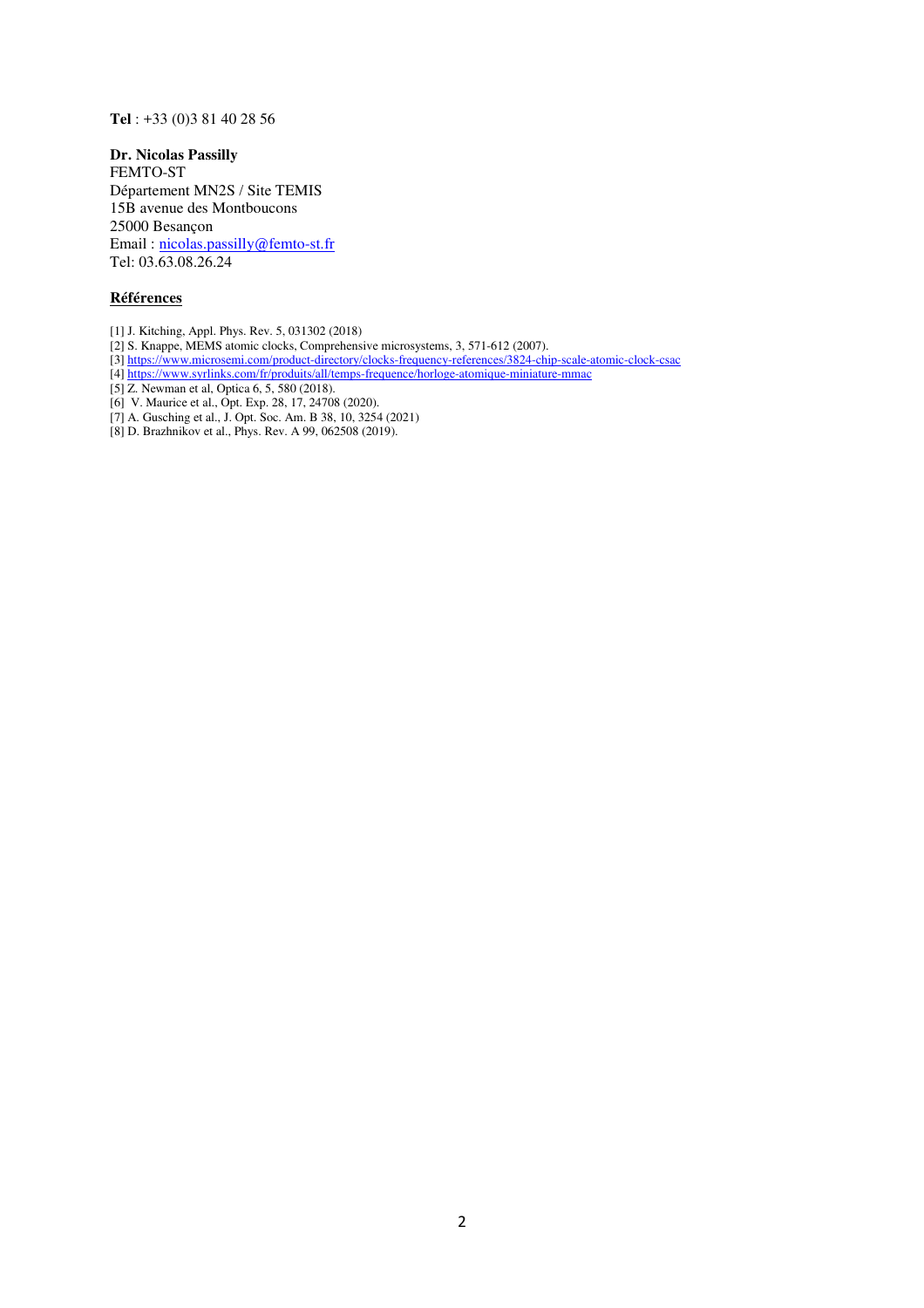**Tel** : +33 (0)3 81 40 28 56

**Dr. Nicolas Passilly**
FEMTO-ST
Département MN2S / Site TEMIS
15B avenue des Montboucons
25000 Besançon
Email : nicolas.passilly@femto-st.fr
Tel: 03.63.08.26.24

**Références**

[1] J. Kitching, Appl. Phys. Rev. 5, 031302 (2018)
[2] S. Knappe, MEMS atomic clocks, Comprehensive microsystems, 3, 571-612 (2007).
[3] https://www.microsemi.com/product-directory/clocks-frequency-references/3824-chip-scale-atomic-clock-csac
[4] https://www.syrlinks.com/fr/produits/all/temps-frequence/horloge-atomique-miniature-mmac
[5] Z. Newman et al, Optica 6, 5, 580 (2018).
[6] V. Maurice et al., Opt. Exp. 28, 17, 24708 (2020).
[7] A. Gusching et al., J. Opt. Soc. Am. B 38, 10, 3254 (2021)
[8] D. Brazhnikov et al., Phys. Rev. A 99, 062508 (2019).